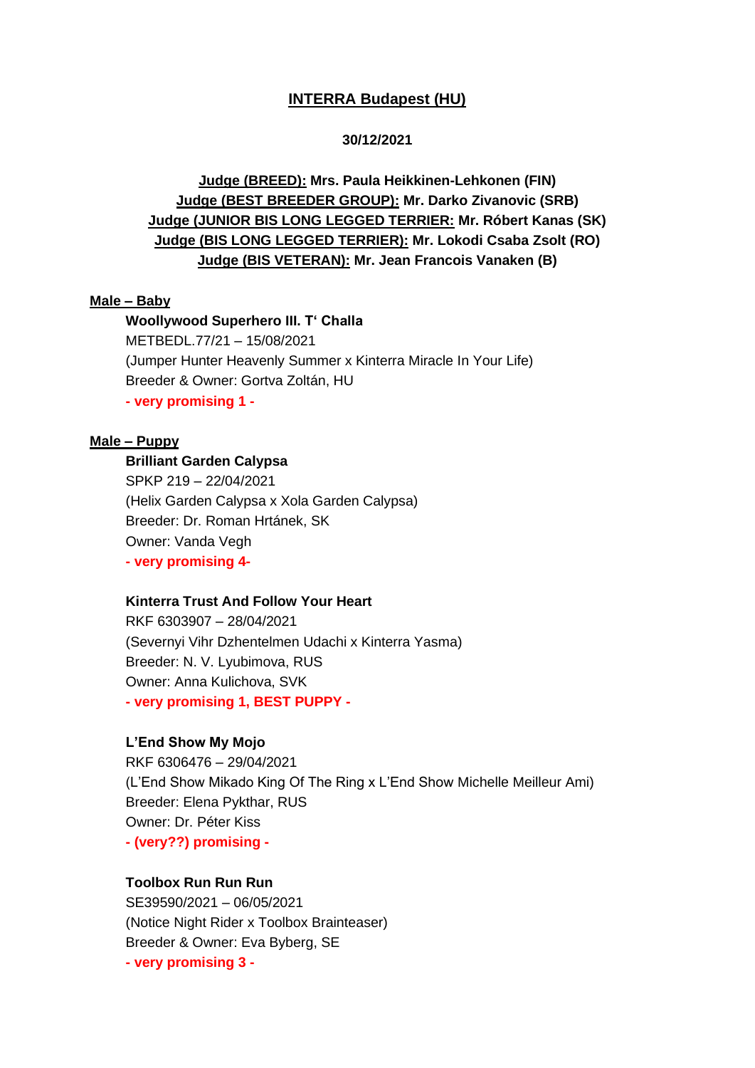## INTERRA Budapest (HU)

**30/12/2021**

**Judge (BREED): Mrs. Paula Heikkinen-Lehkonen (FIN)**
**Judge (BEST BREEDER GROUP): Mr. Darko Zivanovic (SRB)**
**Judge (JUNIOR BIS LONG LEGGED TERRIER: Mr. Róbert Kanas (SK)**
**Judge (BIS LONG LEGGED TERRIER): Mr. Lokodi Csaba Zsolt (RO)**
**Judge (BIS VETERAN): Mr. Jean Francois Vanaken (B)**

### Male – Baby

**Woollywood Superhero III. T' Challa**
METBEDL.77/21 – 15/08/2021
(Jumper Hunter Heavenly Summer x Kinterra Miracle In Your Life)
Breeder & Owner: Gortva Zoltán, HU
**- very promising 1 -**

### Male – Puppy

**Brilliant Garden Calypsa**
SPKP 219 – 22/04/2021
(Helix Garden Calypsa x Xola Garden Calypsa)
Breeder: Dr. Roman Hrtánek, SK
Owner: Vanda Vegh
**- very promising 4-**

**Kinterra Trust And Follow Your Heart**
RKF 6303907 – 28/04/2021
(Severnyi Vihr Dzhentelmen Udachi x Kinterra Yasma)
Breeder: N. V. Lyubimova, RUS
Owner: Anna Kulichova, SVK
**- very promising 1, BEST PUPPY -**

**L'End Show My Mojo**
RKF 6306476 – 29/04/2021
(L'End Show Mikado King Of The Ring x L'End Show Michelle Meilleur Ami)
Breeder: Elena Pykthar, RUS
Owner: Dr. Péter Kiss
**- (very??) promising -**

**Toolbox Run Run Run**
SE39590/2021 – 06/05/2021
(Notice Night Rider x Toolbox Brainteaser)
Breeder & Owner: Eva Byberg, SE
**- very promising 3 -**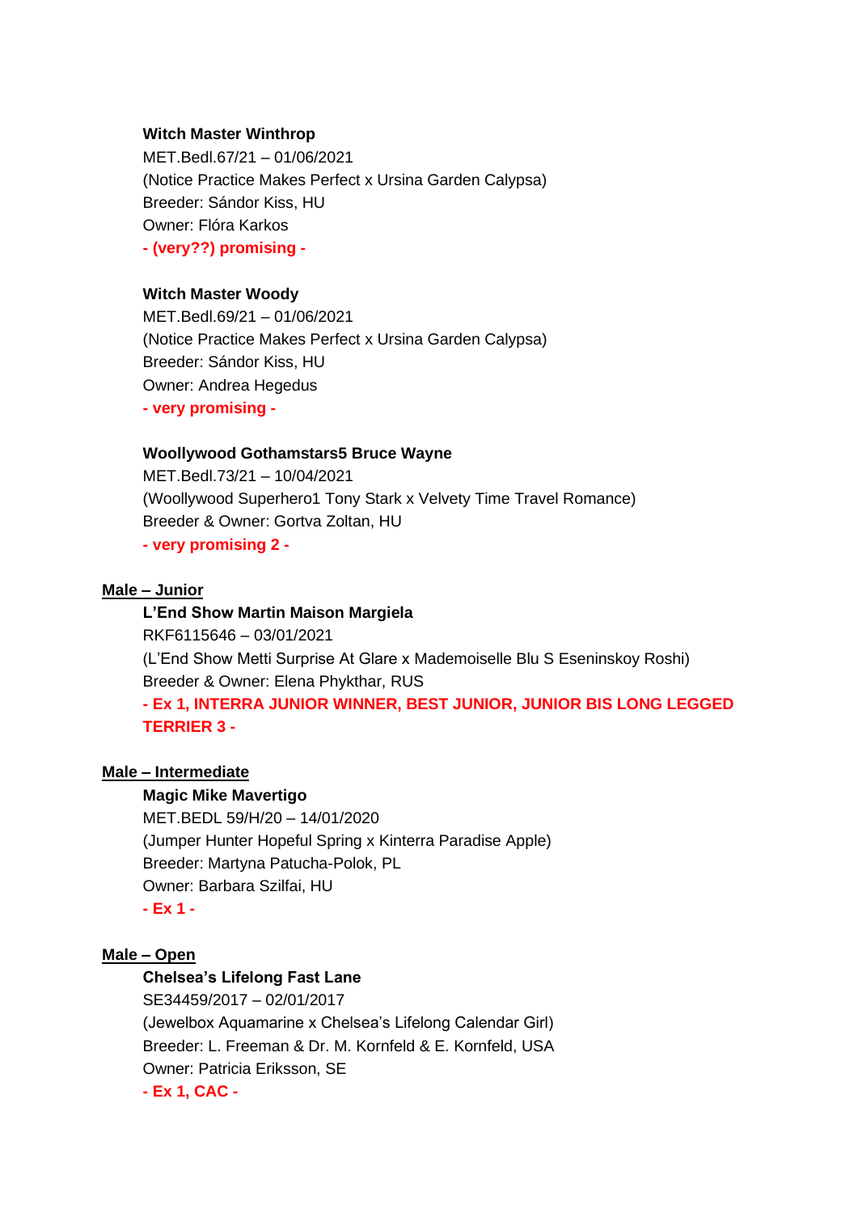**Witch Master Winthrop**
MET.Bedl.67/21 – 01/06/2021
(Notice Practice Makes Perfect x Ursina Garden Calypsa)
Breeder: Sándor Kiss, HU
Owner: Flóra Karkos
**- (very??) promising -**

**Witch Master Woody**
MET.Bedl.69/21 – 01/06/2021
(Notice Practice Makes Perfect x Ursina Garden Calypsa)
Breeder: Sándor Kiss, HU
Owner: Andrea Hegedus
**- very promising -**

**Woollywood Gothamstars5 Bruce Wayne**
MET.Bedl.73/21 – 10/04/2021
(Woollywood Superhero1 Tony Stark x Velvety Time Travel Romance)
Breeder & Owner: Gortva Zoltan, HU
**- very promising 2 -**

**Male – Junior**

**L'End Show Martin Maison Margiela**
RKF6115646 – 03/01/2021
(L'End Show Metti Surprise At Glare x Mademoiselle Blu S Eseninskoy Roshi)
Breeder & Owner: Elena Phykthar, RUS
**- Ex 1, INTERRA JUNIOR WINNER, BEST JUNIOR, JUNIOR BIS LONG LEGGED TERRIER 3 -**

**Male – Intermediate**

**Magic Mike Mavertigo**
MET.BEDL 59/H/20 – 14/01/2020
(Jumper Hunter Hopeful Spring x Kinterra Paradise Apple)
Breeder: Martyna Patucha-Polok, PL
Owner: Barbara Szilfai, HU
**- Ex 1 -**

**Male – Open**

**Chelsea's Lifelong Fast Lane**
SE34459/2017 – 02/01/2017
(Jewelbox Aquamarine x Chelsea's Lifelong Calendar Girl)
Breeder: L. Freeman & Dr. M. Kornfeld & E. Kornfeld, USA
Owner: Patricia Eriksson, SE
**- Ex 1, CAC -**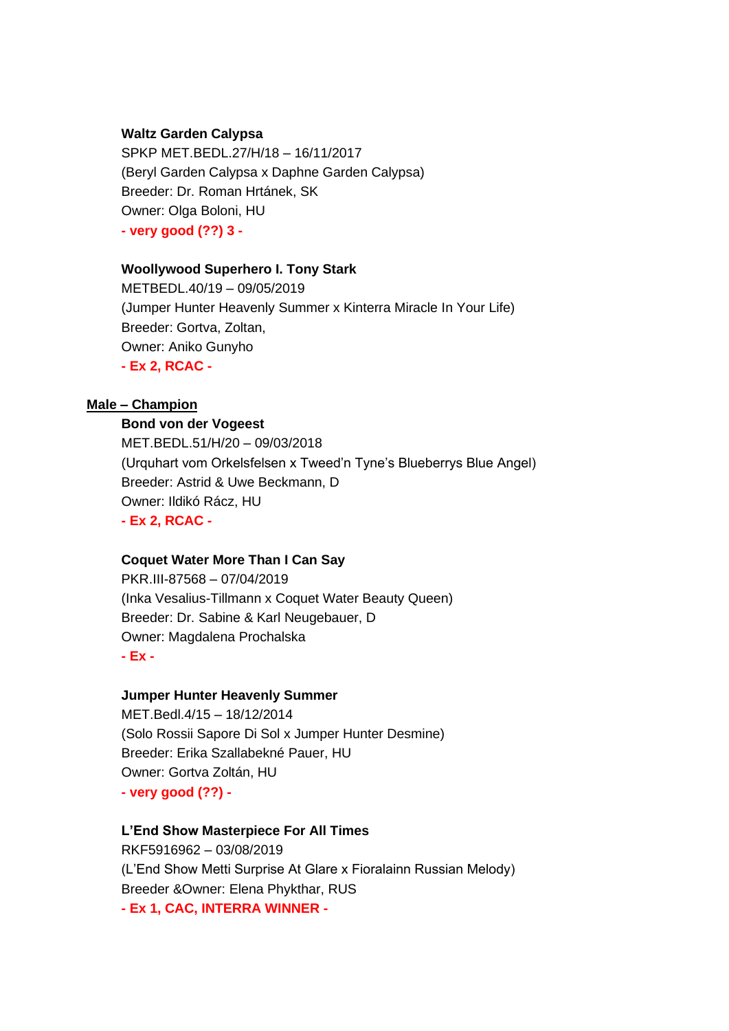**Waltz Garden Calypsa**
SPKP MET.BEDL.27/H/18 – 16/11/2017
(Beryl Garden Calypsa x Daphne Garden Calypsa)
Breeder: Dr. Roman Hrtánek, SK
Owner: Olga Boloni, HU
**- very good (??) 3 -**

**Woollywood Superhero I. Tony Stark**
METBEDL.40/19 – 09/05/2019
(Jumper Hunter Heavenly Summer x Kinterra Miracle In Your Life)
Breeder: Gortva, Zoltan,
Owner: Aniko Gunyho
**- Ex 2, RCAC -**

## Male – Champion

**Bond von der Vogeest**
MET.BEDL.51/H/20 – 09/03/2018
(Urquhart vom Orkelsfelsen x Tweed'n Tyne's Blueberrys Blue Angel)
Breeder: Astrid & Uwe Beckmann, D
Owner: Ildikó Rácz, HU
**- Ex 2, RCAC -**

**Coquet Water More Than I Can Say**
PKR.III-87568 – 07/04/2019
(Inka Vesalius-Tillmann x Coquet Water Beauty Queen)
Breeder: Dr. Sabine & Karl Neugebauer, D
Owner: Magdalena Prochalska
**- Ex -**

**Jumper Hunter Heavenly Summer**
MET.Bedl.4/15 – 18/12/2014
(Solo Rossii Sapore Di Sol x Jumper Hunter Desmine)
Breeder: Erika Szallabekné Pauer, HU
Owner: Gortva Zoltán, HU
**- very good (??) -**

**L'End Show Masterpiece For All Times**
RKF5916962 – 03/08/2019
(L'End Show Metti Surprise At Glare x Fioralainn Russian Melody)
Breeder &Owner: Elena Phykthar, RUS
**- Ex 1, CAC, INTERRA WINNER -**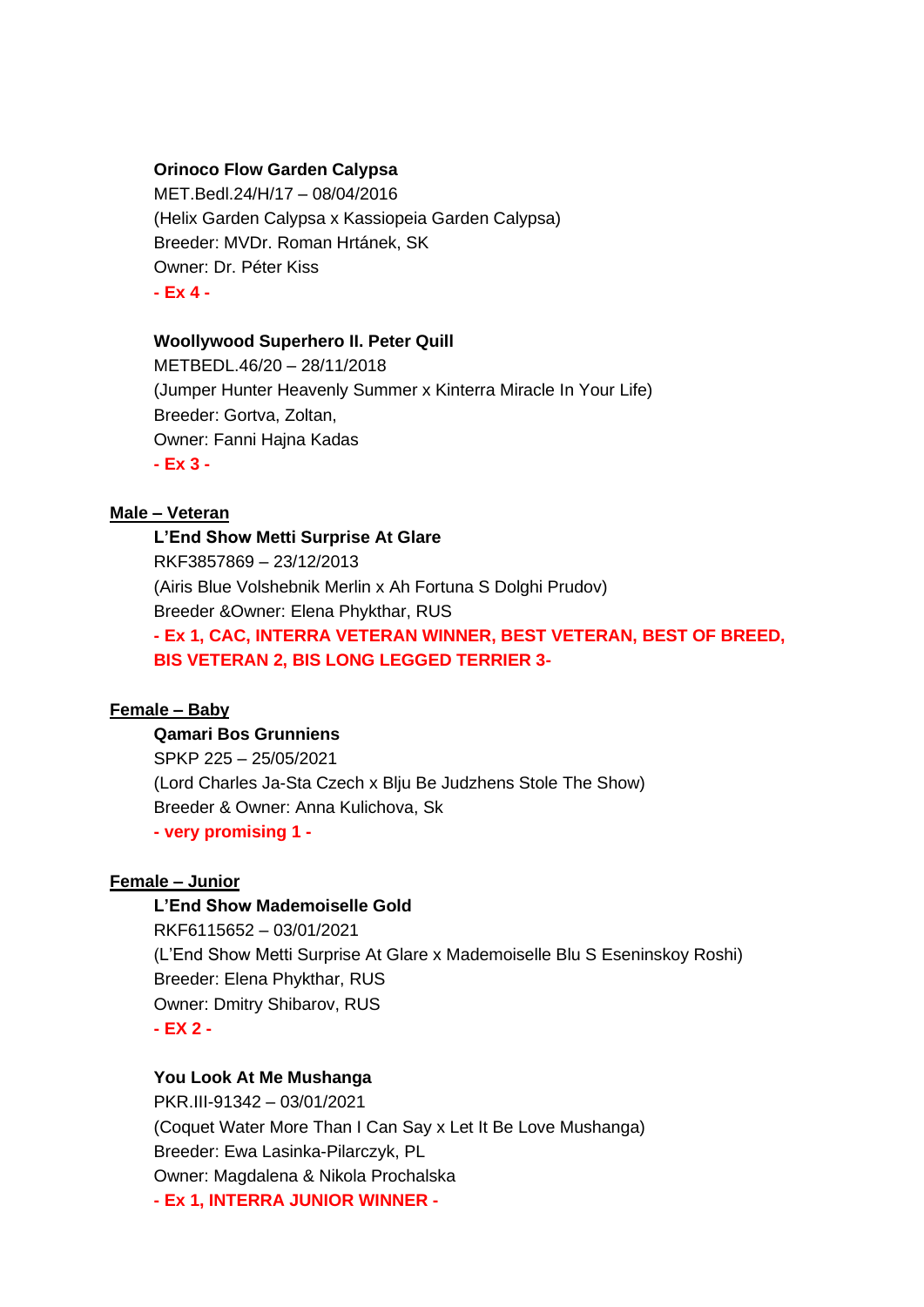**Orinoco Flow Garden Calypsa**
MET.Bedl.24/H/17 – 08/04/2016
(Helix Garden Calypsa x Kassiopeia Garden Calypsa)
Breeder: MVDr. Roman Hrtánek, SK
Owner: Dr. Péter Kiss
**- Ex 4 -**

**Woollywood Superhero II. Peter Quill**
METBEDL.46/20 – 28/11/2018
(Jumper Hunter Heavenly Summer x Kinterra Miracle In Your Life)
Breeder: Gortva, Zoltan,
Owner: Fanni Hajna Kadas
**- Ex 3 -**

**Male – Veteran**

**L'End Show Metti Surprise At Glare**
RKF3857869 – 23/12/2013
(Airis Blue Volshebnik Merlin x Ah Fortuna S Dolghi Prudov)
Breeder &Owner: Elena Phykthar, RUS
**- Ex 1, CAC, INTERRA VETERAN WINNER, BEST VETERAN, BEST OF BREED, BIS VETERAN 2, BIS LONG LEGGED TERRIER 3-**

**Female – Baby**

**Qamari Bos Grunniens**
SPKP 225 – 25/05/2021
(Lord Charles Ja-Sta Czech x Blju Be Judzhens Stole The Show)
Breeder & Owner: Anna Kulichova, Sk
**- very promising 1 -**

**Female – Junior**

**L'End Show Mademoiselle Gold**
RKF6115652 – 03/01/2021
(L'End Show Metti Surprise At Glare x Mademoiselle Blu S Eseninskoy Roshi)
Breeder: Elena Phykthar, RUS
Owner: Dmitry Shibarov, RUS
**- EX 2 -**

**You Look At Me Mushanga**
PKR.III-91342 – 03/01/2021
(Coquet Water More Than I Can Say x Let It Be Love Mushanga)
Breeder: Ewa Lasinka-Pilarczyk, PL
Owner: Magdalena & Nikola Prochalska
**- Ex 1, INTERRA JUNIOR WINNER -**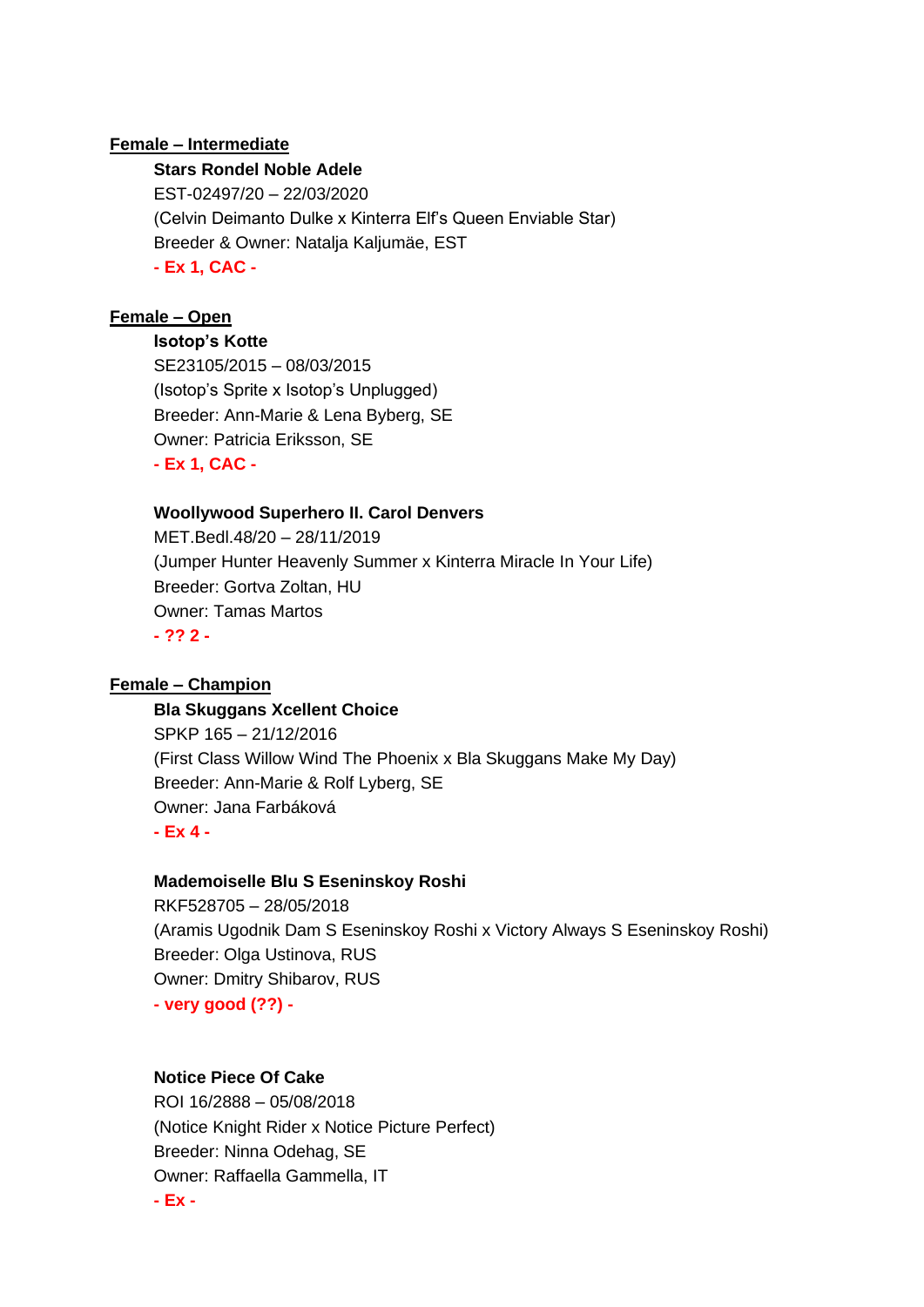**Female – Intermediate**

**Stars Rondel Noble Adele**
EST-02497/20 – 22/03/2020
(Celvin Deimanto Dulke x Kinterra Elf's Queen Enviable Star)
Breeder & Owner: Natalja Kaljumäe, EST
**- Ex 1, CAC -**

**Female – Open**

**Isotop's Kotte**
SE23105/2015 – 08/03/2015
(Isotop's Sprite x Isotop's Unplugged)
Breeder: Ann-Marie & Lena Byberg, SE
Owner: Patricia Eriksson, SE
**- Ex 1, CAC -**

**Woollywood Superhero II. Carol Denvers**
MET.Bedl.48/20 – 28/11/2019
(Jumper Hunter Heavenly Summer x Kinterra Miracle In Your Life)
Breeder: Gortva Zoltan, HU
Owner: Tamas Martos
**- ?? 2 -**

**Female – Champion**

**Bla Skuggans Xcellent Choice**
SPKP 165 – 21/12/2016
(First Class Willow Wind The Phoenix x Bla Skuggans Make My Day)
Breeder: Ann-Marie & Rolf Lyberg, SE
Owner: Jana Farbáková
**- Ex 4 -**

**Mademoiselle Blu S Eseninskoy Roshi**
RKF528705 – 28/05/2018
(Aramis Ugodnik Dam S Eseninskoy Roshi x Victory Always S Eseninskoy Roshi)
Breeder: Olga Ustinova, RUS
Owner: Dmitry Shibarov, RUS
**- very good (??) -**

**Notice Piece Of Cake**
ROI 16/2888 – 05/08/2018
(Notice Knight Rider x Notice Picture Perfect)
Breeder: Ninna Odehag, SE
Owner: Raffaella Gammella, IT
**- Ex -**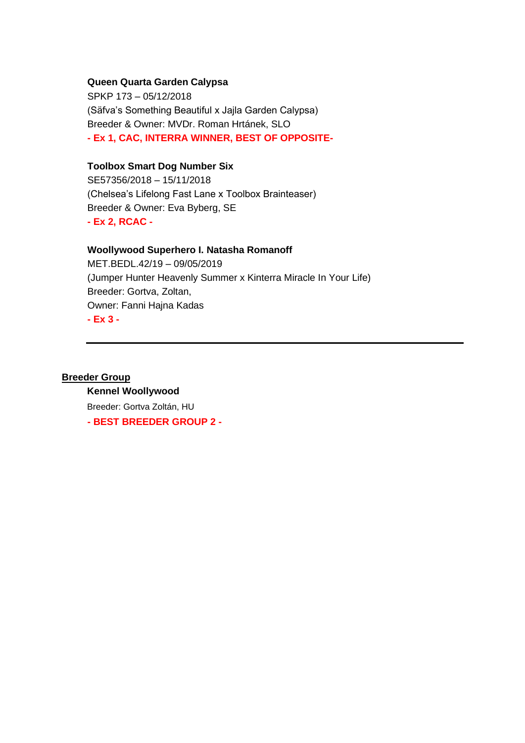**Queen Quarta Garden Calypsa**
SPKP 173 – 05/12/2018
(Säfva's Something Beautiful x Jajla Garden Calypsa)
Breeder & Owner: MVDr. Roman Hrtánek, SLO
**- Ex 1, CAC, INTERRA WINNER, BEST OF OPPOSITE-**

**Toolbox Smart Dog Number Six**
SE57356/2018 – 15/11/2018
(Chelsea's Lifelong Fast Lane x Toolbox Brainteaser)
Breeder & Owner: Eva Byberg, SE
**- Ex 2, RCAC -**

**Woollywood Superhero I. Natasha Romanoff**
MET.BEDL.42/19 – 09/05/2019
(Jumper Hunter Heavenly Summer x Kinterra Miracle In Your Life)
Breeder: Gortva, Zoltan,
Owner: Fanni Hajna Kadas
**- Ex 3 -**

---

**Breeder Group**

**Kennel Woollywood**
Breeder: Gortva Zoltán, HU
**- BEST BREEDER GROUP 2 -**